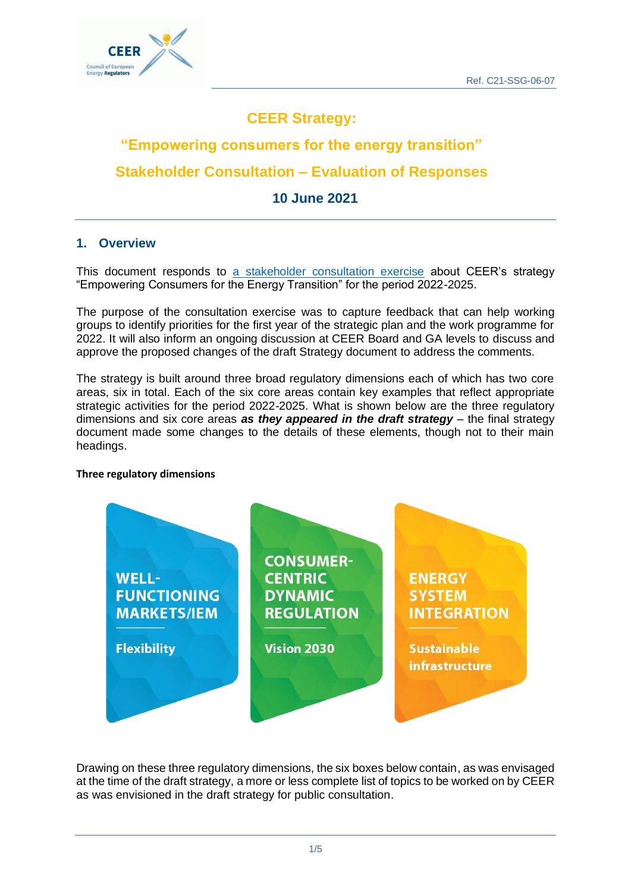Ref. C21-SSG-06-07

# CEER Strategy:

# "Empowering consumers for the energy transition"

# Stakeholder Consultation – Evaluation of Responses

**10 June 2021**

## 1. Overview

This document responds to [a stakeholder consultation exercise] about CEER's strategy "Empowering Consumers for the Energy Transition" for the period 2022-2025.

The purpose of the consultation exercise was to capture feedback that can help working groups to identify priorities for the first year of the strategic plan and the work programme for 2022. It will also inform an ongoing discussion at CEER Board and GA levels to discuss and approve the proposed changes of the draft Strategy document to address the comments.

The strategy is built around three broad regulatory dimensions each of which has two core areas, six in total. Each of the six core areas contain key examples that reflect appropriate strategic activities for the period 2022-2025. What is shown below are the three regulatory dimensions and six core areas ***as they appeared in the draft strategy*** – the final strategy document made some changes to the details of these elements, though not to their main headings.

**Three regulatory dimensions**

| WELL-FUNCTIONING MARKETS/IEM | CONSUMER-CENTRIC DYNAMIC REGULATION | ENERGY SYSTEM INTEGRATION |
|---|---|---|
| Flexibility | Vision 2030 | Sustainable infrastructure |

Drawing on these three regulatory dimensions, the six boxes below contain, as was envisaged at the time of the draft strategy, a more or less complete list of topics to be worked on by CEER as was envisioned in the draft strategy for public consultation.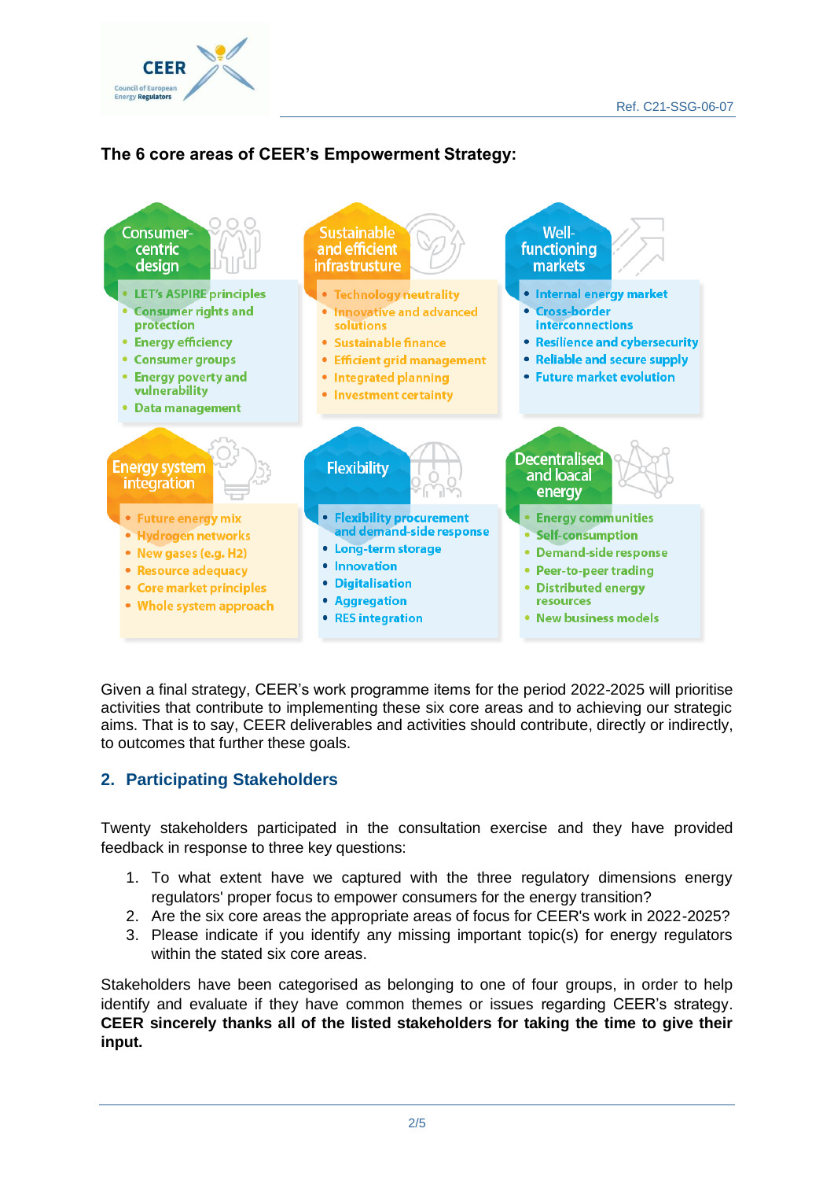### The 6 core areas of CEER's Empowerment Strategy:

**Consumer-centric design**

- LET's ASPIRE principles
- Consumer rights and protection
- Energy efficiency
- Consumer groups
- Energy poverty and vulnerability
- Data management

**Sustainable and efficient infrastructure**

- Technology neutrality
- Innovative and advanced solutions
- Sustainable finance
- Efficient grid management
- Integrated planning
- Investment certainty

**Well-functioning markets**

- Internal energy market
- Cross-border interconnections
- Resilience and cybersecurity
- Reliable and secure supply
- Future market evolution

**Energy system integration**

- Future energy mix
- Hydrogen networks
- New gases (e.g. H2)
- Resource adequacy
- Core market principles
- Whole system approach

**Flexibility**

- Flexibility procurement and demand-side response
- Long-term storage
- Innovation
- Digitalisation
- Aggregation
- RES integration

**Decentralised and loacal energy**

- Energy communities
- Self-consumption
- Demand-side response
- Peer-to-peer trading
- Distributed energy resources
- New business models

Given a final strategy, CEER's work programme items for the period 2022-2025 will prioritise activities that contribute to implementing these six core areas and to achieving our strategic aims. That is to say, CEER deliverables and activities should contribute, directly or indirectly, to outcomes that further these goals.

## 2. Participating Stakeholders

Twenty stakeholders participated in the consultation exercise and they have provided feedback in response to three key questions:

1. To what extent have we captured with the three regulatory dimensions energy regulators' proper focus to empower consumers for the energy transition?
2. Are the six core areas the appropriate areas of focus for CEER's work in 2022-2025?
3. Please indicate if you identify any missing important topic(s) for energy regulators within the stated six core areas.

Stakeholders have been categorised as belonging to one of four groups, in order to help identify and evaluate if they have common themes or issues regarding CEER's strategy. **CEER sincerely thanks all of the listed stakeholders for taking the time to give their input.**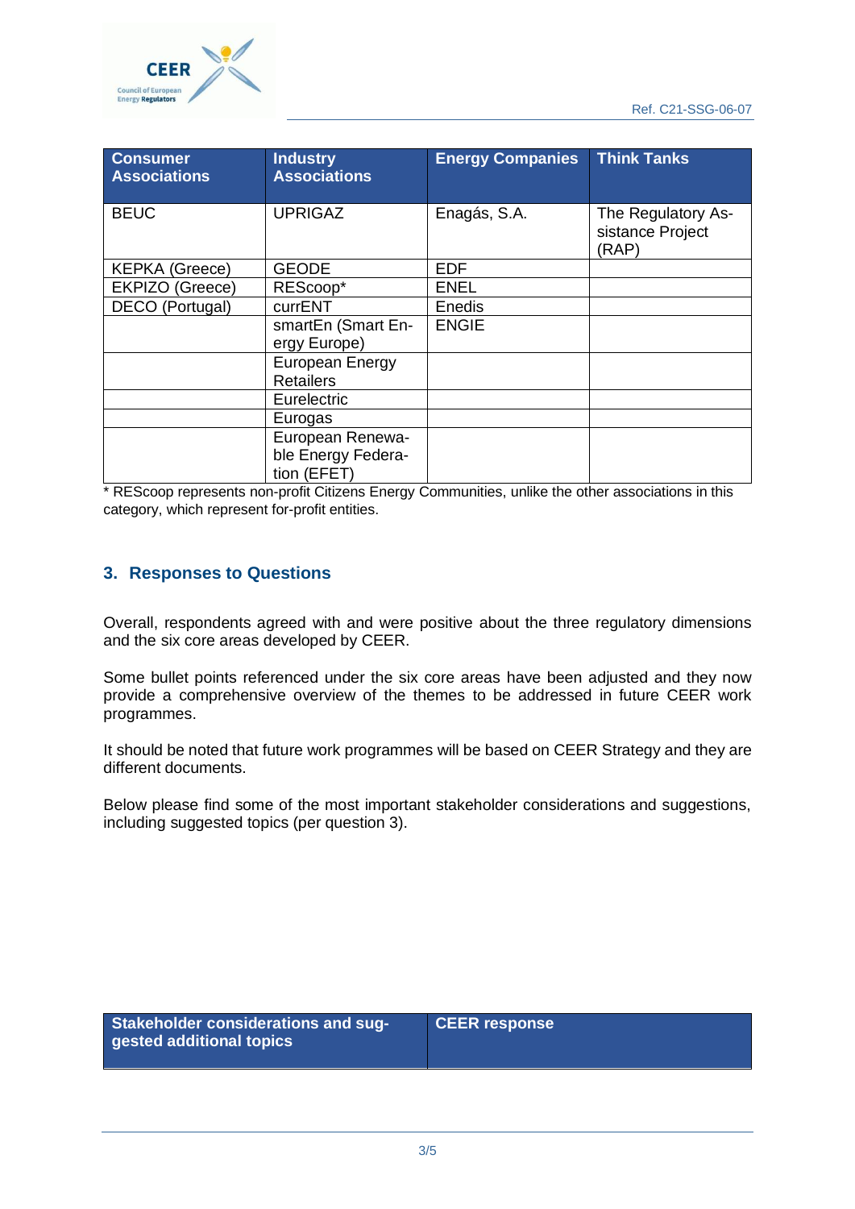| Consumer Associations | Industry Associations | Energy Companies | Think Tanks |
|---|---|---|---|
| BEUC | UPRIGAZ | Enagás, S.A. | The Regulatory Assistance Project (RAP) |
| KEPKA (Greece) | GEODE | EDF | |
| EKPIZO (Greece) | REScoop* | ENEL | |
| DECO (Portugal) | currENT | Enedis | |
| | smartEn (Smart Energy Europe) | ENGIE | |
| | European Energy Retailers | | |
| | Eurelectric | | |
| | Eurogas | | |
| | European Renewable Energy Federation (EFET) | | |

* REScoop represents non-profit Citizens Energy Communities, unlike the other associations in this category, which represent for-profit entities.

## 3. Responses to Questions

Overall, respondents agreed with and were positive about the three regulatory dimensions and the six core areas developed by CEER.

Some bullet points referenced under the six core areas have been adjusted and they now provide a comprehensive overview of the themes to be addressed in future CEER work programmes.

It should be noted that future work programmes will be based on CEER Strategy and they are different documents.

Below please find some of the most important stakeholder considerations and suggestions, including suggested topics (per question 3).

| Stakeholder considerations and suggested additional topics | CEER response |
|---|---|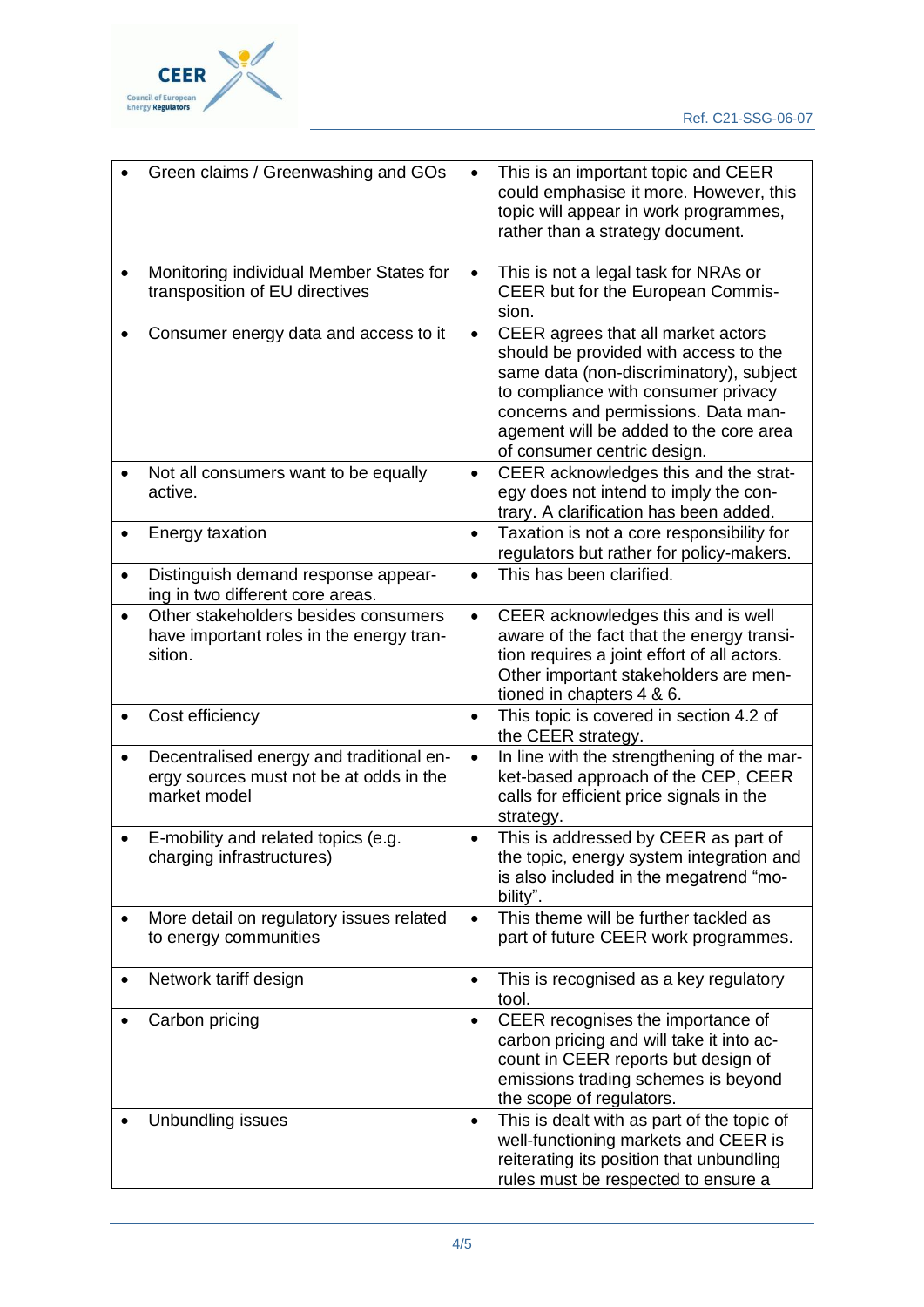| | |
|---|---|
| • Green claims / Greenwashing and GOs | • This is an important topic and CEER could emphasise it more. However, this topic will appear in work programmes, rather than a strategy document. |
| • Monitoring individual Member States for transposition of EU directives | • This is not a legal task for NRAs or CEER but for the European Commission. |
| • Consumer energy data and access to it | • CEER agrees that all market actors should be provided with access to the same data (non-discriminatory), subject to compliance with consumer privacy concerns and permissions. Data management will be added to the core area of consumer centric design. |
| • Not all consumers want to be equally active. | • CEER acknowledges this and the strategy does not intend to imply the contrary. A clarification has been added. |
| • Energy taxation | • Taxation is not a core responsibility for regulators but rather for policy-makers. |
| • Distinguish demand response appearing in two different core areas. | • This has been clarified. |
| • Other stakeholders besides consumers have important roles in the energy transition. | • CEER acknowledges this and is well aware of the fact that the energy transition requires a joint effort of all actors. Other important stakeholders are mentioned in chapters 4 & 6. |
| • Cost efficiency | • This topic is covered in section 4.2 of the CEER strategy. |
| • Decentralised energy and traditional energy sources must not be at odds in the market model | • In line with the strengthening of the market-based approach of the CEP, CEER calls for efficient price signals in the strategy. |
| • E-mobility and related topics (e.g. charging infrastructures) | • This is addressed by CEER as part of the topic, energy system integration and is also included in the megatrend "mobility". |
| • More detail on regulatory issues related to energy communities | • This theme will be further tackled as part of future CEER work programmes. |
| • Network tariff design | • This is recognised as a key regulatory tool. |
| • Carbon pricing | • CEER recognises the importance of carbon pricing and will take it into account in CEER reports but design of emissions trading schemes is beyond the scope of regulators. |
| • Unbundling issues | • This is dealt with as part of the topic of well-functioning markets and CEER is reiterating its position that unbundling rules must be respected to ensure a |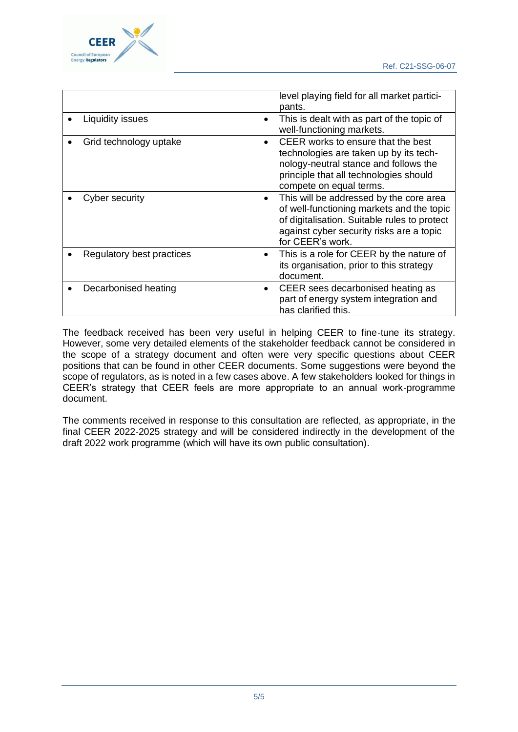| | |
|---|---|
| | level playing field for all market participants. |
| • Liquidity issues | • This is dealt with as part of the topic of well-functioning markets. |
| • Grid technology uptake | • CEER works to ensure that the best technologies are taken up by its technology-neutral stance and follows the principle that all technologies should compete on equal terms. |
| • Cyber security | • This will be addressed by the core area of well-functioning markets and the topic of digitalisation. Suitable rules to protect against cyber security risks are a topic for CEER's work. |
| • Regulatory best practices | • This is a role for CEER by the nature of its organisation, prior to this strategy document. |
| • Decarbonised heating | • CEER sees decarbonised heating as part of energy system integration and has clarified this. |

The feedback received has been very useful in helping CEER to fine-tune its strategy. However, some very detailed elements of the stakeholder feedback cannot be considered in the scope of a strategy document and often were very specific questions about CEER positions that can be found in other CEER documents. Some suggestions were beyond the scope of regulators, as is noted in a few cases above. A few stakeholders looked for things in CEER's strategy that CEER feels are more appropriate to an annual work-programme document.

The comments received in response to this consultation are reflected, as appropriate, in the final CEER 2022-2025 strategy and will be considered indirectly in the development of the draft 2022 work programme (which will have its own public consultation).